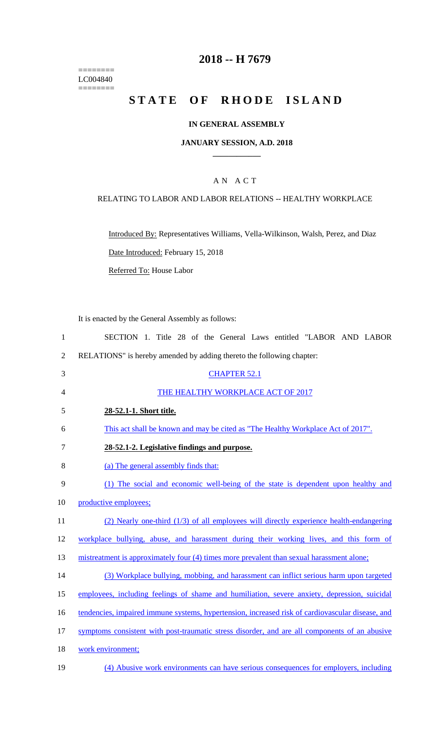========
LC004840
========

# 2018 -- H 7679

# STATE OF RHODE ISLAND

## IN GENERAL ASSEMBLY

## JANUARY SESSION, A.D. 2018

### A N A C T

### RELATING TO LABOR AND LABOR RELATIONS -- HEALTHY WORKPLACE

Introduced By: Representatives Williams, Vella-Wilkinson, Walsh, Perez, and Diaz

Date Introduced: February 15, 2018

Referred To: House Labor

It is enacted by the General Assembly as follows:

1 SECTION 1. Title 28 of the General Laws entitled "LABOR AND LABOR
2 RELATIONS" is hereby amended by adding thereto the following chapter:

3 CHAPTER 52.1

4 THE HEALTHY WORKPLACE ACT OF 2017

5 **28-52.1-1. Short title.**

6 This act shall be known and may be cited as "The Healthy Workplace Act of 2017".

7 **28-52.1-2. Legislative findings and purpose.**

8 (a) The general assembly finds that:

9 (1) The social and economic well-being of the state is dependent upon healthy and
10 productive employees;

11 (2) Nearly one-third (1/3) of all employees will directly experience health-endangering
12 workplace bullying, abuse, and harassment during their working lives, and this form of
13 mistreatment is approximately four (4) times more prevalent than sexual harassment alone;

14 (3) Workplace bullying, mobbing, and harassment can inflict serious harm upon targeted
15 employees, including feelings of shame and humiliation, severe anxiety, depression, suicidal
16 tendencies, impaired immune systems, hypertension, increased risk of cardiovascular disease, and
17 symptoms consistent with post-traumatic stress disorder, and are all components of an abusive
18 work environment;

19 (4) Abusive work environments can have serious consequences for employers, including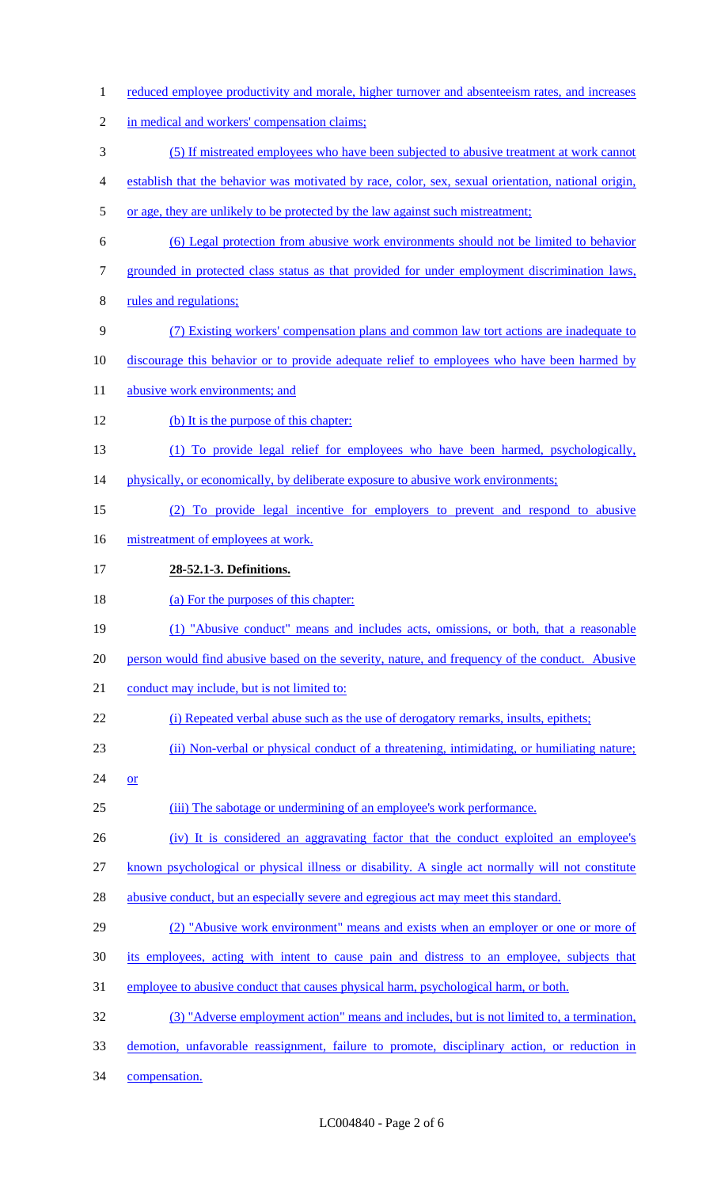reduced employee productivity and morale, higher turnover and absenteeism rates, and increases in medical and workers' compensation claims;

(5) If mistreated employees who have been subjected to abusive treatment at work cannot establish that the behavior was motivated by race, color, sex, sexual orientation, national origin, or age, they are unlikely to be protected by the law against such mistreatment;

(6) Legal protection from abusive work environments should not be limited to behavior grounded in protected class status as that provided for under employment discrimination laws, rules and regulations;

(7) Existing workers' compensation plans and common law tort actions are inadequate to discourage this behavior or to provide adequate relief to employees who have been harmed by abusive work environments; and

(b) It is the purpose of this chapter:

(1) To provide legal relief for employees who have been harmed, psychologically, physically, or economically, by deliberate exposure to abusive work environments;

(2) To provide legal incentive for employers to prevent and respond to abusive mistreatment of employees at work.

**28-52.1-3. Definitions.**

(a) For the purposes of this chapter:

(1) "Abusive conduct" means and includes acts, omissions, or both, that a reasonable person would find abusive based on the severity, nature, and frequency of the conduct. Abusive conduct may include, but is not limited to:

(i) Repeated verbal abuse such as the use of derogatory remarks, insults, epithets;

(ii) Non-verbal or physical conduct of a threatening, intimidating, or humiliating nature; or

(iii) The sabotage or undermining of an employee's work performance.

(iv) It is considered an aggravating factor that the conduct exploited an employee's known psychological or physical illness or disability. A single act normally will not constitute abusive conduct, but an especially severe and egregious act may meet this standard.

(2) "Abusive work environment" means and exists when an employer or one or more of its employees, acting with intent to cause pain and distress to an employee, subjects that employee to abusive conduct that causes physical harm, psychological harm, or both.

(3) "Adverse employment action" means and includes, but is not limited to, a termination, demotion, unfavorable reassignment, failure to promote, disciplinary action, or reduction in compensation.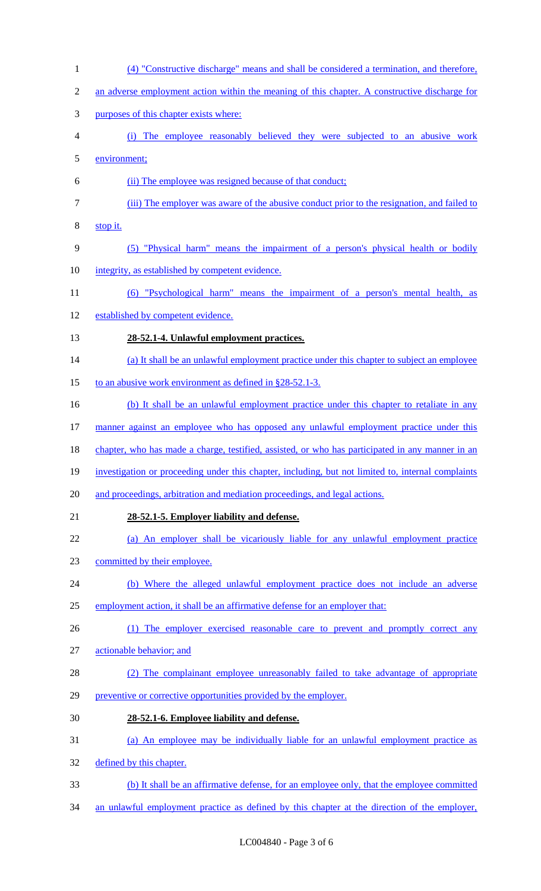(4) "Constructive discharge" means and shall be considered a termination, and therefore, an adverse employment action within the meaning of this chapter. A constructive discharge for purposes of this chapter exists where:

(i) The employee reasonably believed they were subjected to an abusive work environment;

(ii) The employee was resigned because of that conduct;

(iii) The employer was aware of the abusive conduct prior to the resignation, and failed to stop it.

(5) "Physical harm" means the impairment of a person's physical health or bodily integrity, as established by competent evidence.

(6) "Psychological harm" means the impairment of a person's mental health, as established by competent evidence.

**28-52.1-4. Unlawful employment practices.**

(a) It shall be an unlawful employment practice under this chapter to subject an employee to an abusive work environment as defined in §28-52.1-3.

(b) It shall be an unlawful employment practice under this chapter to retaliate in any manner against an employee who has opposed any unlawful employment practice under this chapter, who has made a charge, testified, assisted, or who has participated in any manner in an investigation or proceeding under this chapter, including, but not limited to, internal complaints and proceedings, arbitration and mediation proceedings, and legal actions.

**28-52.1-5. Employer liability and defense.**

(a) An employer shall be vicariously liable for any unlawful employment practice committed by their employee.

(b) Where the alleged unlawful employment practice does not include an adverse employment action, it shall be an affirmative defense for an employer that:

(1) The employer exercised reasonable care to prevent and promptly correct any actionable behavior; and

(2) The complainant employee unreasonably failed to take advantage of appropriate preventive or corrective opportunities provided by the employer.

**28-52.1-6. Employee liability and defense.**

(a) An employee may be individually liable for an unlawful employment practice as defined by this chapter.

(b) It shall be an affirmative defense, for an employee only, that the employee committed an unlawful employment practice as defined by this chapter at the direction of the employer,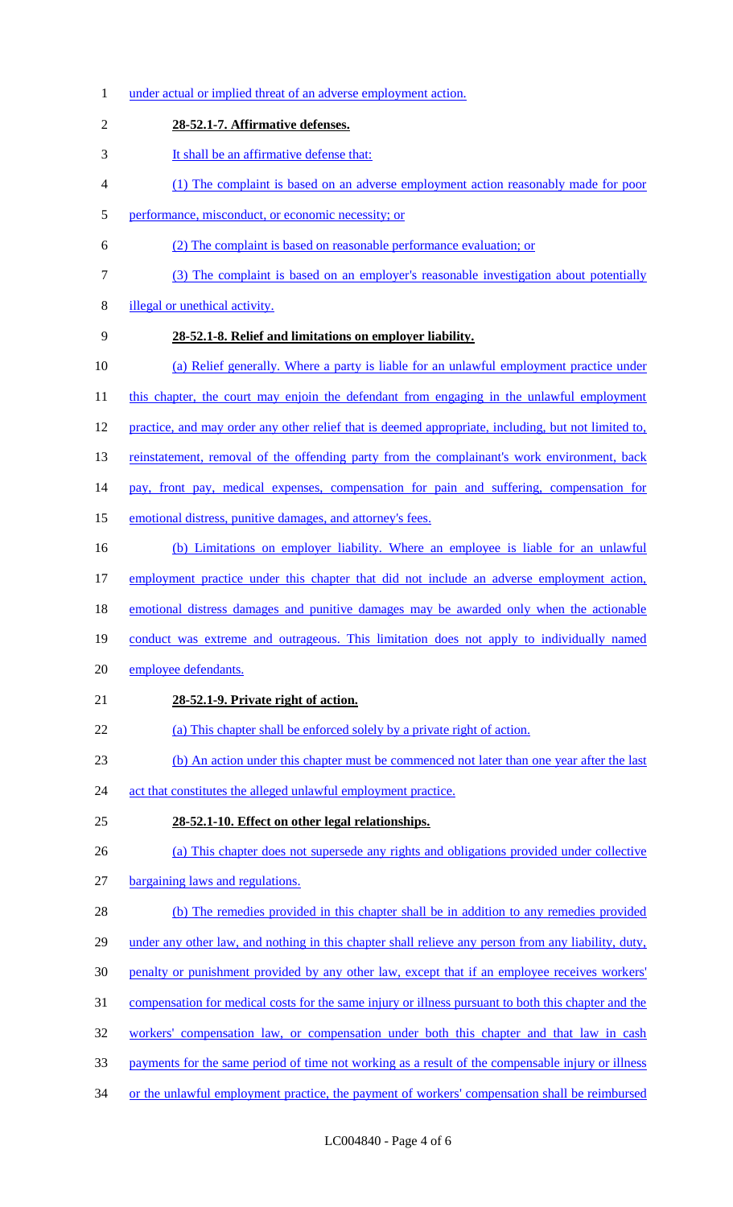under actual or implied threat of an adverse employment action.

**28-52.1-7. Affirmative defenses.**

It shall be an affirmative defense that:

(1) The complaint is based on an adverse employment action reasonably made for poor performance, misconduct, or economic necessity; or

(2) The complaint is based on reasonable performance evaluation; or

(3) The complaint is based on an employer's reasonable investigation about potentially illegal or unethical activity.

**28-52.1-8. Relief and limitations on employer liability.**

(a) Relief generally. Where a party is liable for an unlawful employment practice under this chapter, the court may enjoin the defendant from engaging in the unlawful employment practice, and may order any other relief that is deemed appropriate, including, but not limited to, reinstatement, removal of the offending party from the complainant's work environment, back pay, front pay, medical expenses, compensation for pain and suffering, compensation for emotional distress, punitive damages, and attorney's fees.

(b) Limitations on employer liability. Where an employee is liable for an unlawful employment practice under this chapter that did not include an adverse employment action, emotional distress damages and punitive damages may be awarded only when the actionable conduct was extreme and outrageous. This limitation does not apply to individually named employee defendants.

**28-52.1-9. Private right of action.**

(a) This chapter shall be enforced solely by a private right of action.

(b) An action under this chapter must be commenced not later than one year after the last act that constitutes the alleged unlawful employment practice.

**28-52.1-10. Effect on other legal relationships.**

(a) This chapter does not supersede any rights and obligations provided under collective bargaining laws and regulations.

(b) The remedies provided in this chapter shall be in addition to any remedies provided under any other law, and nothing in this chapter shall relieve any person from any liability, duty, penalty or punishment provided by any other law, except that if an employee receives workers' compensation for medical costs for the same injury or illness pursuant to both this chapter and the workers' compensation law, or compensation under both this chapter and that law in cash payments for the same period of time not working as a result of the compensable injury or illness or the unlawful employment practice, the payment of workers' compensation shall be reimbursed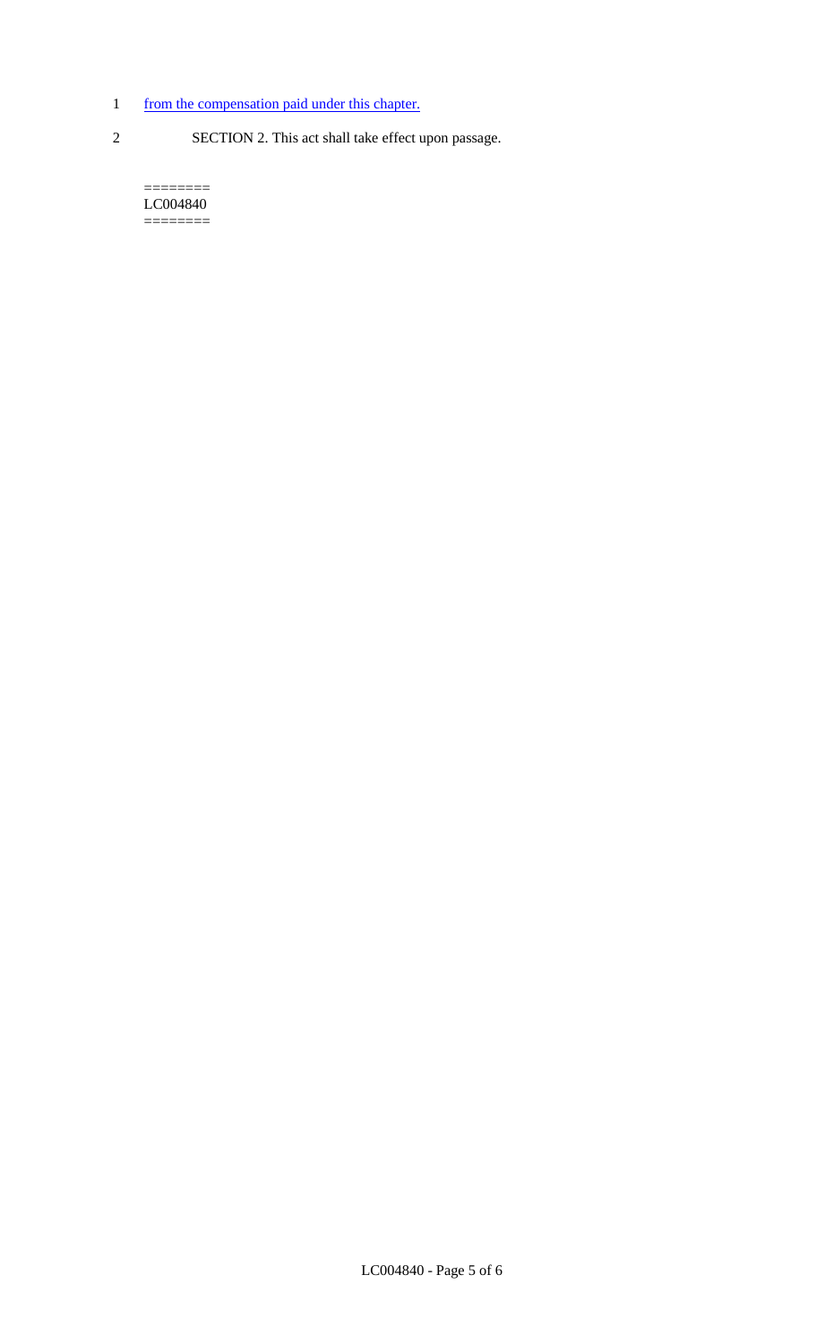1 from the compensation paid under this chapter.

2 SECTION 2. This act shall take effect upon passage.

========
LC004840
========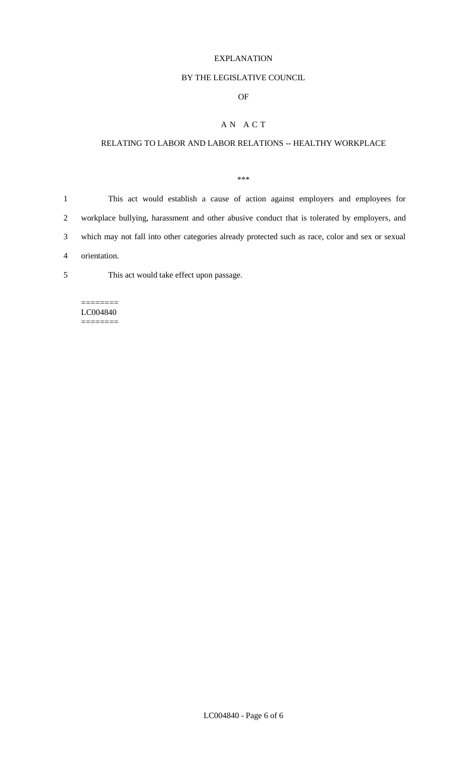EXPLANATION

BY THE LEGISLATIVE COUNCIL

OF

A N A C T

RELATING TO LABOR AND LABOR RELATIONS -- HEALTHY WORKPLACE

\*\*\*

This act would establish a cause of action against employers and employees for workplace bullying, harassment and other abusive conduct that is tolerated by employers, and which may not fall into other categories already protected such as race, color and sex or sexual orientation.

This act would take effect upon passage.

========
LC004840
========